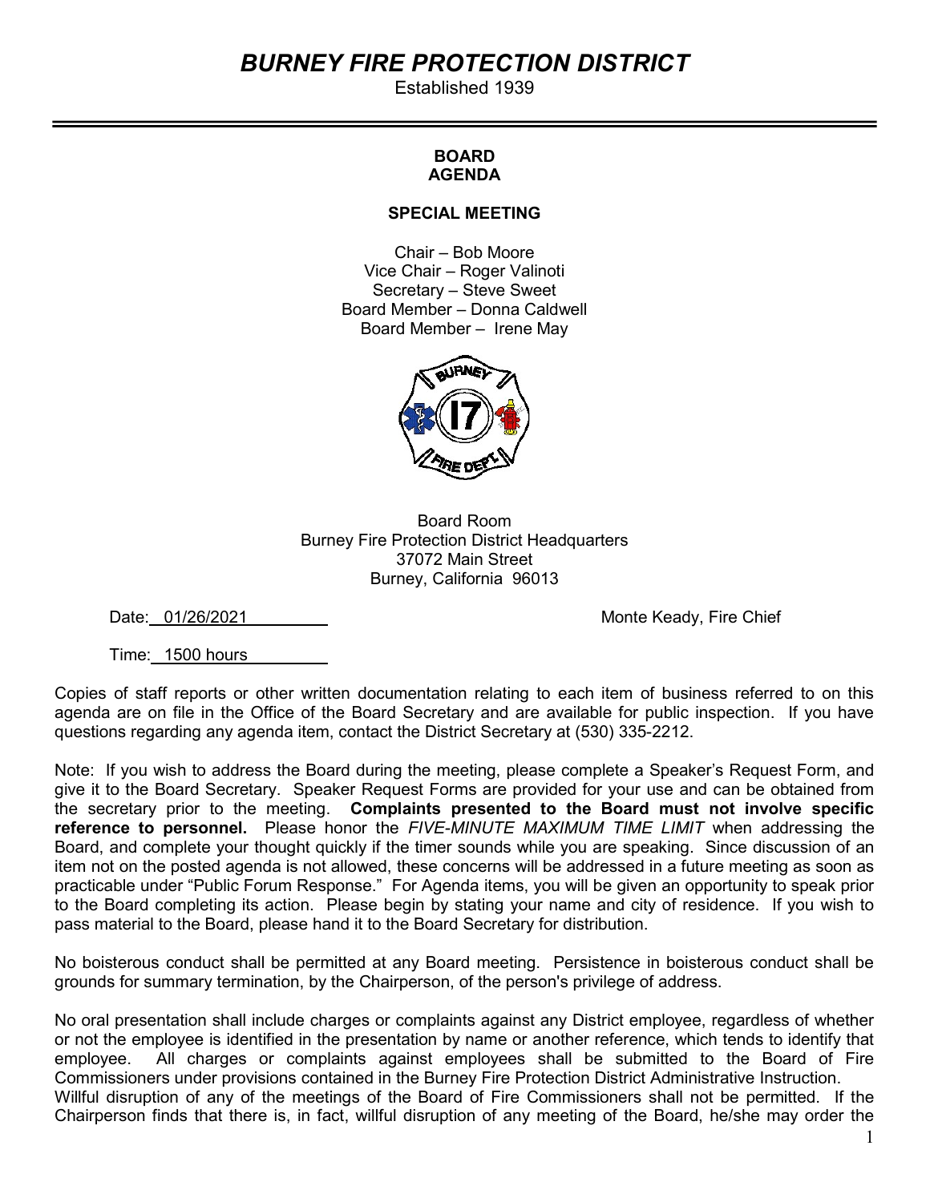# *BURNEY FIRE PROTECTION DISTRICT*

Established 1939

## BOARD AGENDA

### SPECIAL MEETING

Chair – Bob Moore
Vice Chair – Roger Valinoti
Secretary – Steve Sweet
Board Member – Donna Caldwell
Board Member – Irene May

Board Room
Burney Fire Protection District Headquarters
37072 Main Street
Burney, California 96013

Date: 01/26/2021

Monte Keady, Fire Chief

Time: 1500 hours

Copies of staff reports or other written documentation relating to each item of business referred to on this agenda are on file in the Office of the Board Secretary and are available for public inspection. If you have questions regarding any agenda item, contact the District Secretary at (530) 335-2212.

Note: If you wish to address the Board during the meeting, please complete a Speaker's Request Form, and give it to the Board Secretary. Speaker Request Forms are provided for your use and can be obtained from the secretary prior to the meeting. **Complaints presented to the Board must not involve specific reference to personnel.** Please honor the *FIVE-MINUTE MAXIMUM TIME LIMIT* when addressing the Board, and complete your thought quickly if the timer sounds while you are speaking. Since discussion of an item not on the posted agenda is not allowed, these concerns will be addressed in a future meeting as soon as practicable under "Public Forum Response." For Agenda items, you will be given an opportunity to speak prior to the Board completing its action. Please begin by stating your name and city of residence. If you wish to pass material to the Board, please hand it to the Board Secretary for distribution.

No boisterous conduct shall be permitted at any Board meeting. Persistence in boisterous conduct shall be grounds for summary termination, by the Chairperson, of the person's privilege of address.

No oral presentation shall include charges or complaints against any District employee, regardless of whether or not the employee is identified in the presentation by name or another reference, which tends to identify that employee. All charges or complaints against employees shall be submitted to the Board of Fire Commissioners under provisions contained in the Burney Fire Protection District Administrative Instruction.
Willful disruption of any of the meetings of the Board of Fire Commissioners shall not be permitted. If the Chairperson finds that there is, in fact, willful disruption of any meeting of the Board, he/she may order the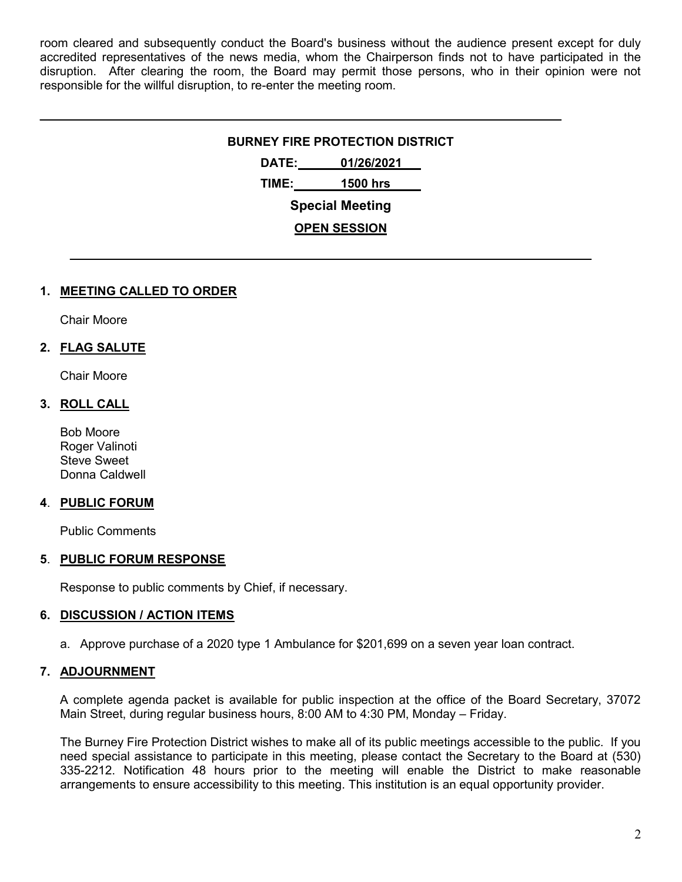room cleared and subsequently conduct the Board's business without the audience present except for duly accredited representatives of the news media, whom the Chairperson finds not to have participated in the disruption. After clearing the room, the Board may permit those persons, who in their opinion were not responsible for the willful disruption, to re-enter the meeting room.

---

**BURNEY FIRE PROTECTION DISTRICT**

**DATE: 01/26/2021**

**TIME: 1500 hrs**

**Special Meeting**

**OPEN SESSION**

---

## 1. MEETING CALLED TO ORDER

Chair Moore

## 2. FLAG SALUTE

Chair Moore

## 3. ROLL CALL

Bob Moore
Roger Valinoti
Steve Sweet
Donna Caldwell

## 4. PUBLIC FORUM

Public Comments

## 5. PUBLIC FORUM RESPONSE

Response to public comments by Chief, if necessary.

## 6. DISCUSSION / ACTION ITEMS

a. Approve purchase of a 2020 type 1 Ambulance for $201,699 on a seven year loan contract.

## 7. ADJOURNMENT

A complete agenda packet is available for public inspection at the office of the Board Secretary, 37072 Main Street, during regular business hours, 8:00 AM to 4:30 PM, Monday – Friday.

The Burney Fire Protection District wishes to make all of its public meetings accessible to the public. If you need special assistance to participate in this meeting, please contact the Secretary to the Board at (530) 335-2212. Notification 48 hours prior to the meeting will enable the District to make reasonable arrangements to ensure accessibility to this meeting. This institution is an equal opportunity provider.